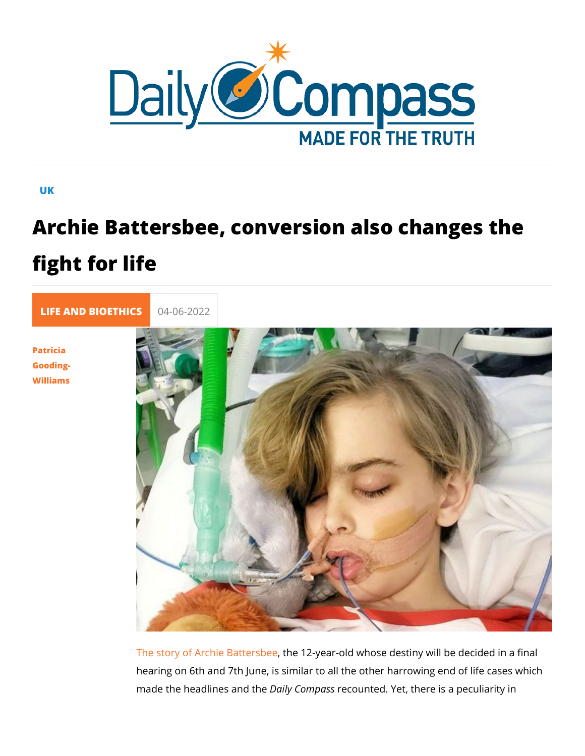UK

# Archie Battersbee, conversion also changes the fight for life

**LIFE AND BIOETHICS** 04-06-2022

Patricia Gooding-Williams

The story of Archie Battersbee, the 12-year-old whose destiny will be decided in a final hearing on 6th and 7th June, is similar to all the other harrowing end of life cases which made the headlines and the *Daily Compass* recounted. Yet, there is a peculiarity in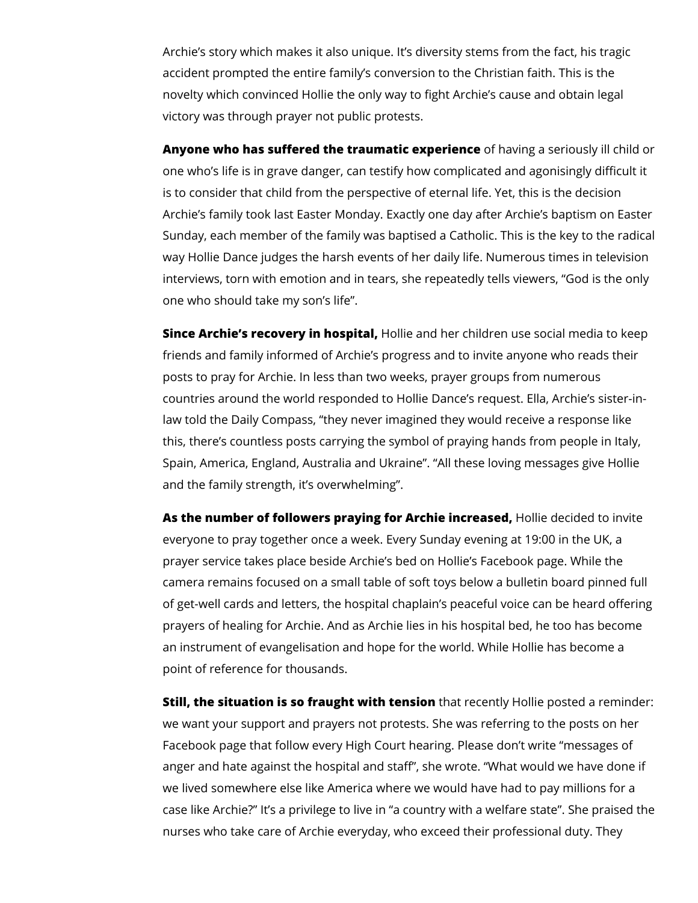Archie's story which makes it also unique. It's diversity stems from the fact, his tragic accident prompted the entire family's conversion to the Christian faith. This is the novelty which convinced Hollie the only way to fight Archie's cause and obtain legal victory was through prayer not public protests.

**Anyone who has suffered the traumatic experience** of having a seriously ill child or one who's life is in grave danger, can testify how complicated and agonisingly difficult it is to consider that child from the perspective of eternal life. Yet, this is the decision Archie's family took last Easter Monday. Exactly one day after Archie's baptism on Easter Sunday, each member of the family was baptised a Catholic. This is the key to the radical way Hollie Dance judges the harsh events of her daily life. Numerous times in television interviews, torn with emotion and in tears, she repeatedly tells viewers, "God is the only one who should take my son's life".

**Since Archie's recovery in hospital,** Hollie and her children use social media to keep friends and family informed of Archie's progress and to invite anyone who reads their posts to pray for Archie. In less than two weeks, prayer groups from numerous countries around the world responded to Hollie Dance's request. Ella, Archie's sister-in-law told the Daily Compass, "they never imagined they would receive a response like this, there's countless posts carrying the symbol of praying hands from people in Italy, Spain, America, England, Australia and Ukraine". "All these loving messages give Hollie and the family strength, it's overwhelming".

**As the number of followers praying for Archie increased,** Hollie decided to invite everyone to pray together once a week. Every Sunday evening at 19:00 in the UK, a prayer service takes place beside Archie's bed on Hollie's Facebook page. While the camera remains focused on a small table of soft toys below a bulletin board pinned full of get-well cards and letters, the hospital chaplain's peaceful voice can be heard offering prayers of healing for Archie. And as Archie lies in his hospital bed, he too has become an instrument of evangelisation and hope for the world. While Hollie has become a point of reference for thousands.

**Still, the situation is so fraught with tension** that recently Hollie posted a reminder: we want your support and prayers not protests. She was referring to the posts on her Facebook page that follow every High Court hearing. Please don't write "messages of anger and hate against the hospital and staff", she wrote. "What would we have done if we lived somewhere else like America where we would have had to pay millions for a case like Archie?" It's a privilege to live in "a country with a welfare state". She praised the nurses who take care of Archie everyday, who exceed their professional duty. They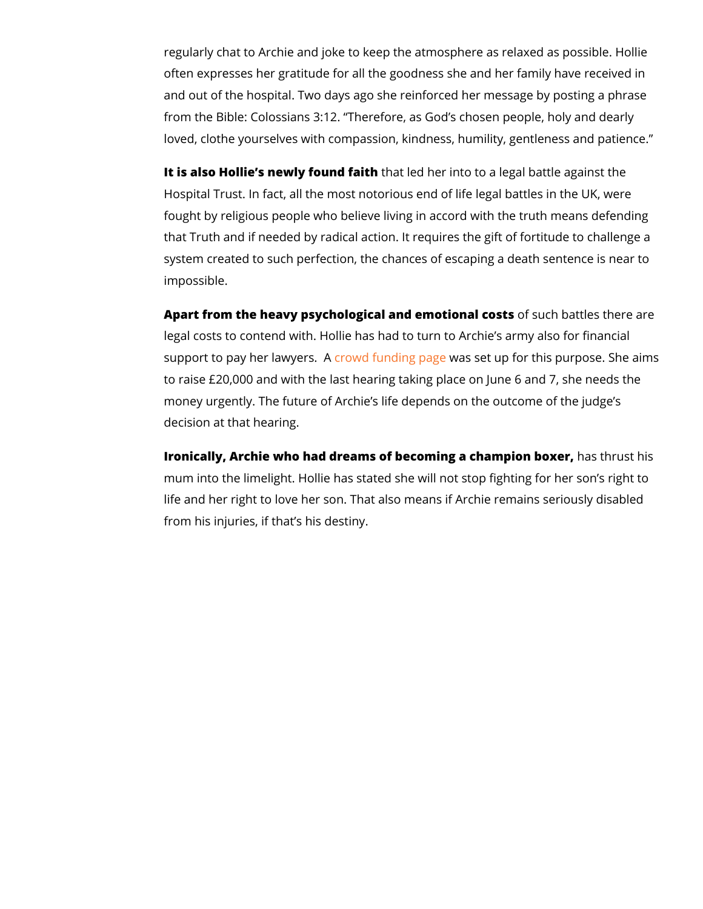regularly chat to Archie and joke to keep the atmosphere as relaxed as possible. Hollie often expresses her gratitude for all the goodness she and her family have received in and out of the hospital. Two days ago she reinforced her message by posting a phrase from the Bible: Colossians 3:12. "Therefore, as God's chosen people, holy and dearly loved, clothe yourselves with compassion, kindness, humility, gentleness and patience."

**It is also Hollie's newly found faith** that led her into to a legal battle against the Hospital Trust. In fact, all the most notorious end of life legal battles in the UK, were fought by religious people who believe living in accord with the truth means defending that Truth and if needed by radical action. It requires the gift of fortitude to challenge a system created to such perfection, the chances of escaping a death sentence is near to impossible.

**Apart from the heavy psychological and emotional costs** of such battles there are legal costs to contend with. Hollie has had to turn to Archie's army also for financial support to pay her lawyers. A crowd funding page was set up for this purpose. She aims to raise £20,000 and with the last hearing taking place on June 6 and 7, she needs the money urgently. The future of Archie's life depends on the outcome of the judge's decision at that hearing.

**Ironically, Archie who had dreams of becoming a champion boxer,** has thrust his mum into the limelight. Hollie has stated she will not stop fighting for her son's right to life and her right to love her son. That also means if Archie remains seriously disabled from his injuries, if that's his destiny.